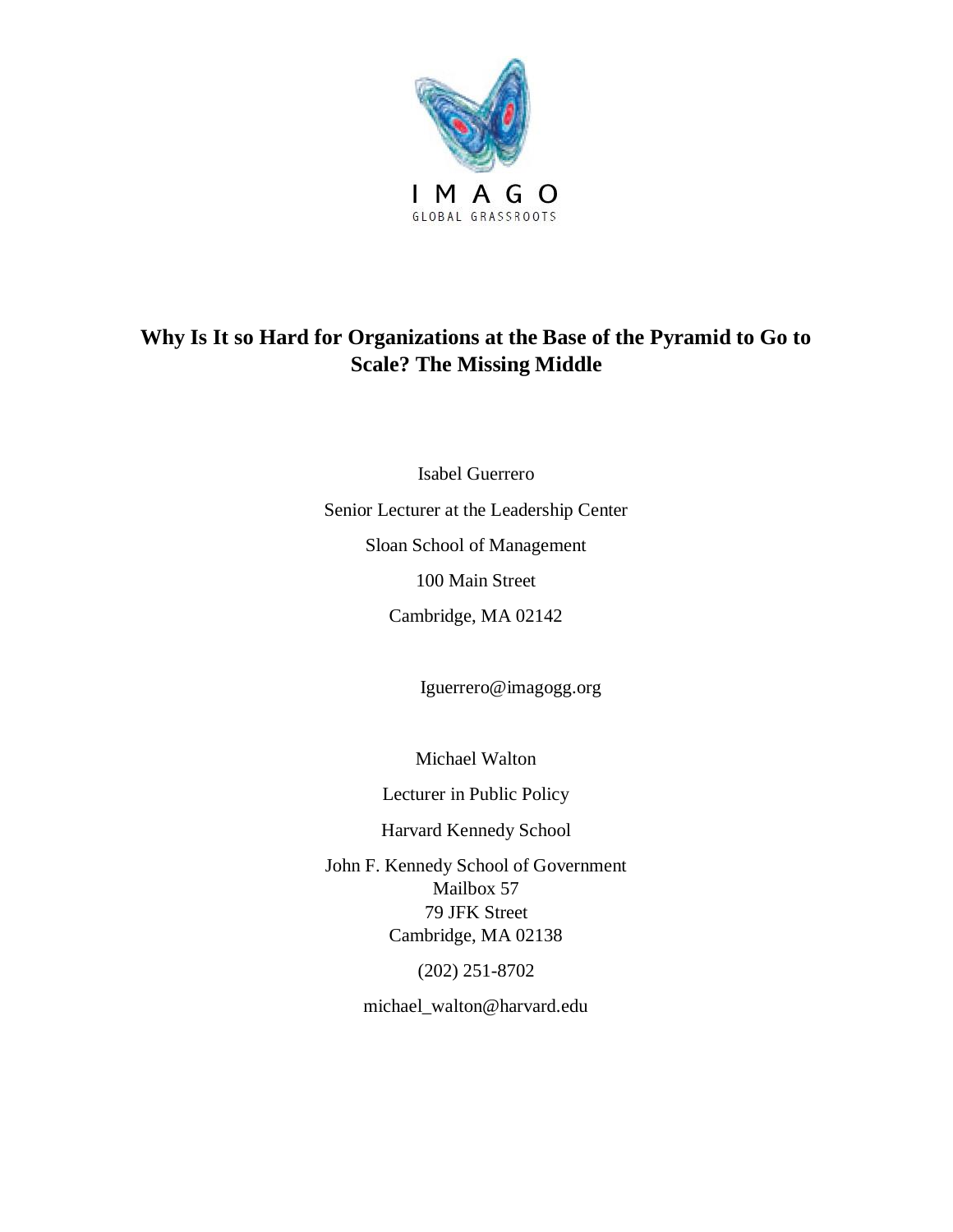IMAGO

GLOBAL GRASSROOTS

# Why Is It so Hard for Organizations at the Base of the Pyramid to Go to Scale? The Missing Middle

Isabel Guerrero

Senior Lecturer at the Leadership Center

Sloan School of Management

100 Main Street

Cambridge, MA 02142

Iguerrero@imagogg.org

Michael Walton

Lecturer in Public Policy

Harvard Kennedy School

John F. Kennedy School of Government
Mailbox 57
79 JFK Street
Cambridge, MA 02138

(202) 251-8702

michael_walton@harvard.edu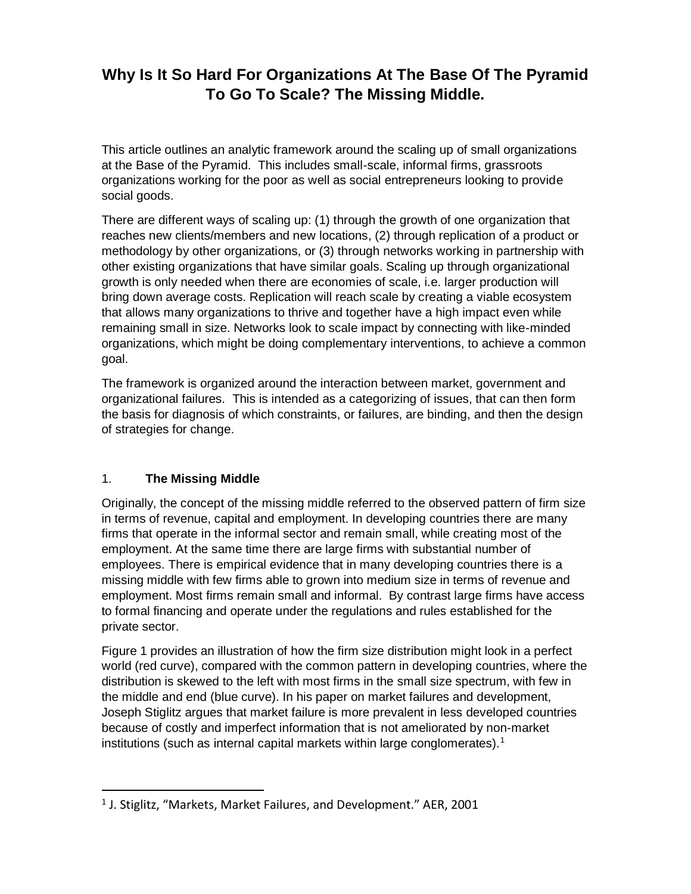# Why Is It So Hard For Organizations At The Base Of The Pyramid To Go To Scale? The Missing Middle.

This article outlines an analytic framework around the scaling up of small organizations at the Base of the Pyramid. This includes small-scale, informal firms, grassroots organizations working for the poor as well as social entrepreneurs looking to provide social goods.

There are different ways of scaling up: (1) through the growth of one organization that reaches new clients/members and new locations, (2) through replication of a product or methodology by other organizations, or (3) through networks working in partnership with other existing organizations that have similar goals. Scaling up through organizational growth is only needed when there are economies of scale, i.e. larger production will bring down average costs. Replication will reach scale by creating a viable ecosystem that allows many organizations to thrive and together have a high impact even while remaining small in size. Networks look to scale impact by connecting with like-minded organizations, which might be doing complementary interventions, to achieve a common goal.

The framework is organized around the interaction between market, government and organizational failures. This is intended as a categorizing of issues, that can then form the basis for diagnosis of which constraints, or failures, are binding, and then the design of strategies for change.

## 1. The Missing Middle

Originally, the concept of the missing middle referred to the observed pattern of firm size in terms of revenue, capital and employment. In developing countries there are many firms that operate in the informal sector and remain small, while creating most of the employment. At the same time there are large firms with substantial number of employees. There is empirical evidence that in many developing countries there is a missing middle with few firms able to grown into medium size in terms of revenue and employment. Most firms remain small and informal. By contrast large firms have access to formal financing and operate under the regulations and rules established for the private sector.

Figure 1 provides an illustration of how the firm size distribution might look in a perfect world (red curve), compared with the common pattern in developing countries, where the distribution is skewed to the left with most firms in the small size spectrum, with few in the middle and end (blue curve). In his paper on market failures and development, Joseph Stiglitz argues that market failure is more prevalent in less developed countries because of costly and imperfect information that is not ameliorated by non-market institutions (such as internal capital markets within large conglomerates).[1]

[1] J. Stiglitz, "Markets, Market Failures, and Development." AER, 2001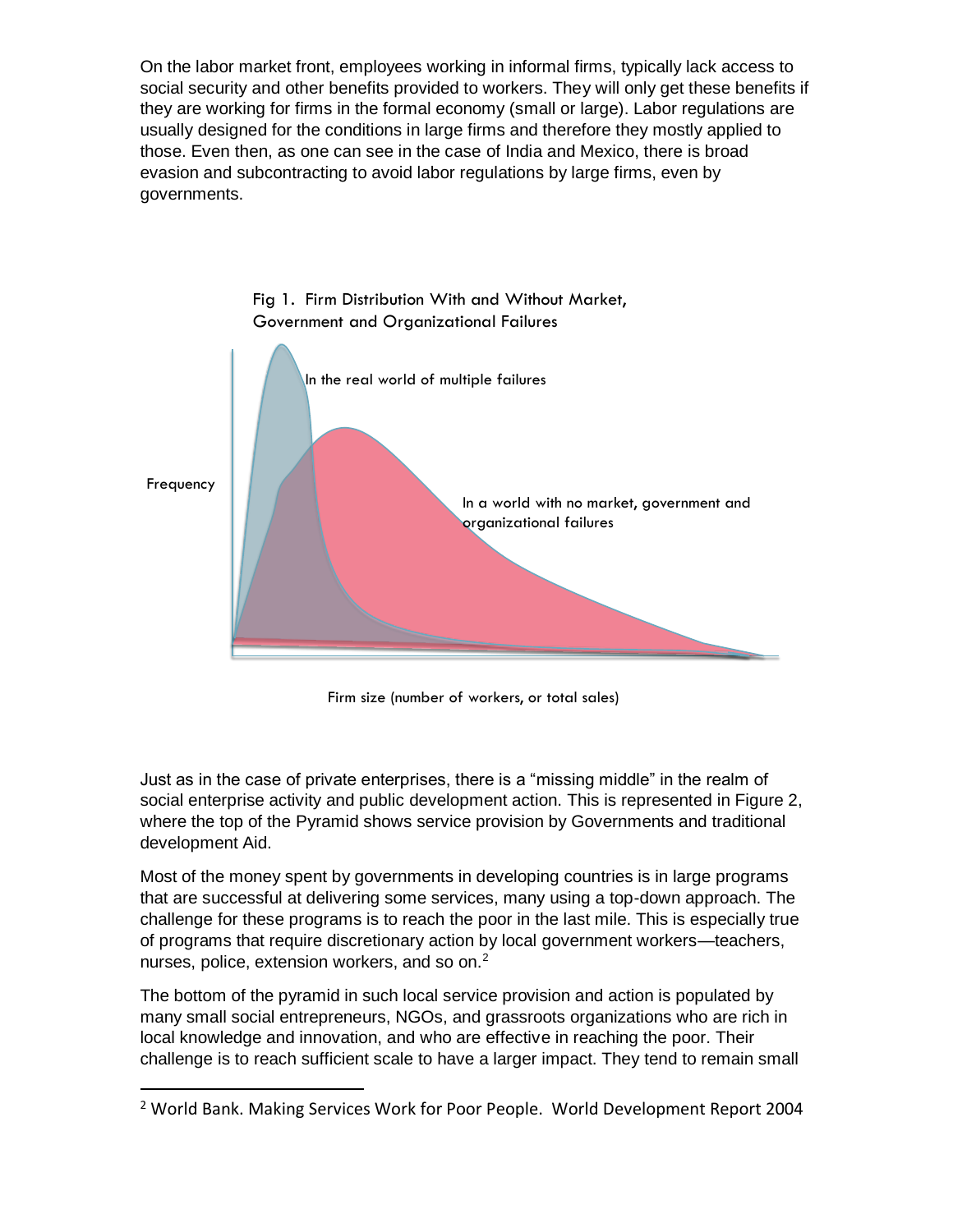On the labor market front, employees working in informal firms, typically lack access to social security and other benefits provided to workers. They will only get these benefits if they are working for firms in the formal economy (small or large). Labor regulations are usually designed for the conditions in large firms and therefore they mostly applied to those. Even then, as one can see in the case of India and Mexico, there is broad evasion and subcontracting to avoid labor regulations by large firms, even by governments.

Fig 1. Firm Distribution With and Without Market, Government and Organizational Failures

In the real world of multiple failures

Frequency

In a world with no market, government and organizational failures

Firm size (number of workers, or total sales)

Just as in the case of private enterprises, there is a "missing middle" in the realm of social enterprise activity and public development action. This is represented in Figure 2, where the top of the Pyramid shows service provision by Governments and traditional development Aid.

Most of the money spent by governments in developing countries is in large programs that are successful at delivering some services, many using a top-down approach. The challenge for these programs is to reach the poor in the last mile. This is especially true of programs that require discretionary action by local government workers—teachers, nurses, police, extension workers, and so on.[2]

The bottom of the pyramid in such local service provision and action is populated by many small social entrepreneurs, NGOs, and grassroots organizations who are rich in local knowledge and innovation, and who are effective in reaching the poor. Their challenge is to reach sufficient scale to have a larger impact. They tend to remain small

[2] World Bank. Making Services Work for Poor People. World Development Report 2004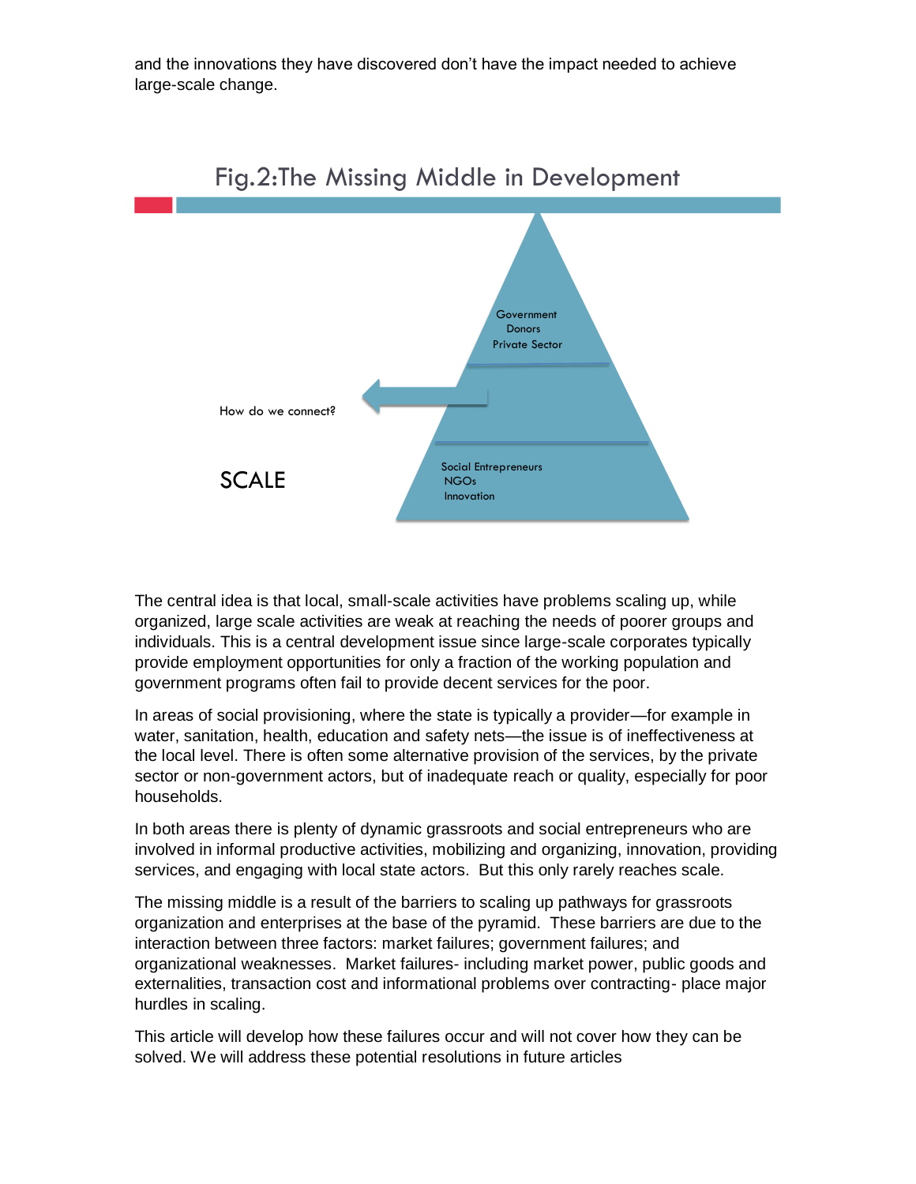and the innovations they have discovered don't have the impact needed to achieve large-scale change.

Fig.2:The Missing Middle in Development

Government
Donors
Private Sector

How do we connect?

SCALE

Social Entrepreneurs
NGOs
Innovation

The central idea is that local, small-scale activities have problems scaling up, while organized, large scale activities are weak at reaching the needs of poorer groups and individuals. This is a central development issue since large-scale corporates typically provide employment opportunities for only a fraction of the working population and government programs often fail to provide decent services for the poor.

In areas of social provisioning, where the state is typically a provider—for example in water, sanitation, health, education and safety nets—the issue is of ineffectiveness at the local level. There is often some alternative provision of the services, by the private sector or non-government actors, but of inadequate reach or quality, especially for poor households.

In both areas there is plenty of dynamic grassroots and social entrepreneurs who are involved in informal productive activities, mobilizing and organizing, innovation, providing services, and engaging with local state actors. But this only rarely reaches scale.

The missing middle is a result of the barriers to scaling up pathways for grassroots organization and enterprises at the base of the pyramid. These barriers are due to the interaction between three factors: market failures; government failures; and organizational weaknesses. Market failures- including market power, public goods and externalities, transaction cost and informational problems over contracting- place major hurdles in scaling.

This article will develop how these failures occur and will not cover how they can be solved. We will address these potential resolutions in future articles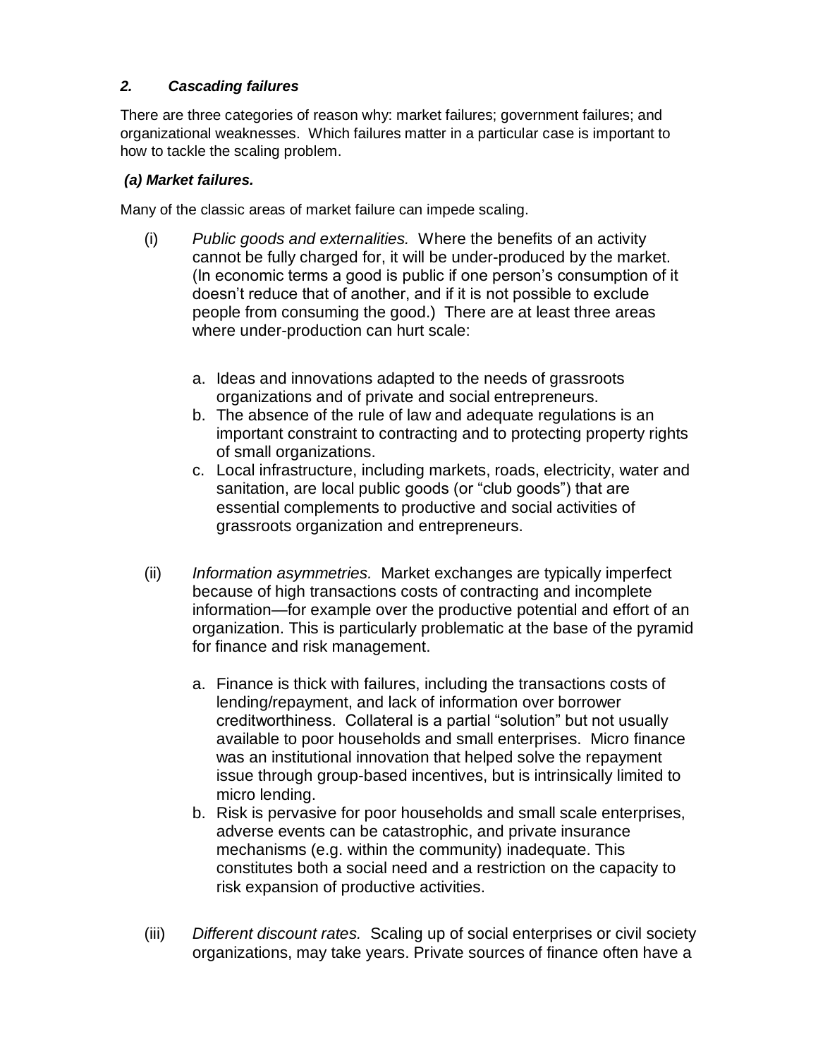### *2. Cascading failures*

There are three categories of reason why: market failures; government failures; and organizational weaknesses. Which failures matter in a particular case is important to how to tackle the scaling problem.

#### *(a) Market failures.*

Many of the classic areas of market failure can impede scaling.

(i) *Public goods and externalities.* Where the benefits of an activity cannot be fully charged for, it will be under-produced by the market. (In economic terms a good is public if one person's consumption of it doesn't reduce that of another, and if it is not possible to exclude people from consuming the good.) There are at least three areas where under-production can hurt scale:

   a. Ideas and innovations adapted to the needs of grassroots organizations and of private and social entrepreneurs.
   b. The absence of the rule of law and adequate regulations is an important constraint to contracting and to protecting property rights of small organizations.
   c. Local infrastructure, including markets, roads, electricity, water and sanitation, are local public goods (or "club goods") that are essential complements to productive and social activities of grassroots organization and entrepreneurs.

(ii) *Information asymmetries.* Market exchanges are typically imperfect because of high transactions costs of contracting and incomplete information—for example over the productive potential and effort of an organization. This is particularly problematic at the base of the pyramid for finance and risk management.

   a. Finance is thick with failures, including the transactions costs of lending/repayment, and lack of information over borrower creditworthiness. Collateral is a partial "solution" but not usually available to poor households and small enterprises. Micro finance was an institutional innovation that helped solve the repayment issue through group-based incentives, but is intrinsically limited to micro lending.
   b. Risk is pervasive for poor households and small scale enterprises, adverse events can be catastrophic, and private insurance mechanisms (e.g. within the community) inadequate. This constitutes both a social need and a restriction on the capacity to risk expansion of productive activities.

(iii) *Different discount rates.* Scaling up of social enterprises or civil society organizations, may take years. Private sources of finance often have a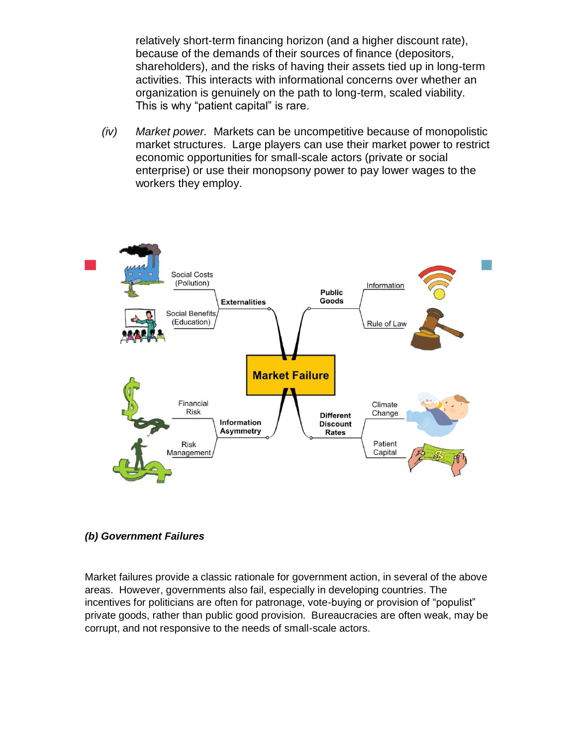relatively short-term financing horizon (and a higher discount rate), because of the demands of their sources of finance (depositors, shareholders), and the risks of having their assets tied up in long-term activities. This interacts with informational concerns over whether an organization is genuinely on the path to long-term, scaled viability. This is why "patient capital" is rare.

(iv) *Market power.* Markets can be uncompetitive because of monopolistic market structures. Large players can use their market power to restrict economic opportunities for small-scale actors (private or social enterprise) or use their monopsony power to pay lower wages to the workers they employ.

***(b) Government Failures***

Market failures provide a classic rationale for government action, in several of the above areas. However, governments also fail, especially in developing countries. The incentives for politicians are often for patronage, vote-buying or provision of "populist" private goods, rather than public good provision. Bureaucracies are often weak, may be corrupt, and not responsive to the needs of small-scale actors.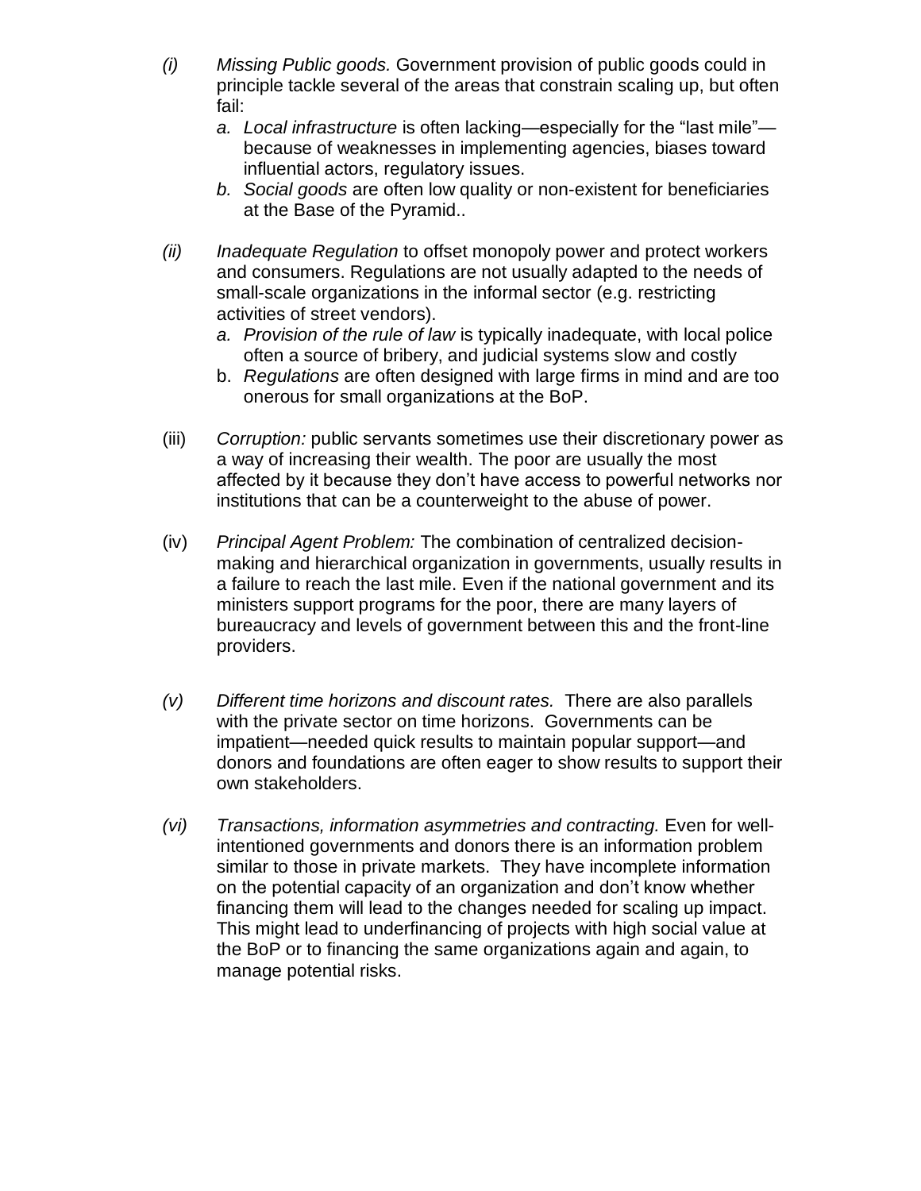*(i)* *Missing Public goods.* Government provision of public goods could in principle tackle several of the areas that constrain scaling up, but often fail:

- *a. Local infrastructure* is often lacking—especially for the "last mile"—because of weaknesses in implementing agencies, biases toward influential actors, regulatory issues.
- *b. Social goods* are often low quality or non-existent for beneficiaries at the Base of the Pyramid..

*(ii)* *Inadequate Regulation* to offset monopoly power and protect workers and consumers. Regulations are not usually adapted to the needs of small-scale organizations in the informal sector (e.g. restricting activities of street vendors).

- *a. Provision of the rule of law* is typically inadequate, with local police often a source of bribery, and judicial systems slow and costly
- b. *Regulations* are often designed with large firms in mind and are too onerous for small organizations at the BoP.

(iii) *Corruption:* public servants sometimes use their discretionary power as a way of increasing their wealth. The poor are usually the most affected by it because they don't have access to powerful networks nor institutions that can be a counterweight to the abuse of power.

(iv) *Principal Agent Problem:* The combination of centralized decision-making and hierarchical organization in governments, usually results in a failure to reach the last mile. Even if the national government and its ministers support programs for the poor, there are many layers of bureaucracy and levels of government between this and the front-line providers.

*(v)* *Different time horizons and discount rates.* There are also parallels with the private sector on time horizons. Governments can be impatient—needed quick results to maintain popular support—and donors and foundations are often eager to show results to support their own stakeholders.

*(vi)* *Transactions, information asymmetries and contracting.* Even for well-intentioned governments and donors there is an information problem similar to those in private markets. They have incomplete information on the potential capacity of an organization and don't know whether financing them will lead to the changes needed for scaling up impact. This might lead to underfinancing of projects with high social value at the BoP or to financing the same organizations again and again, to manage potential risks.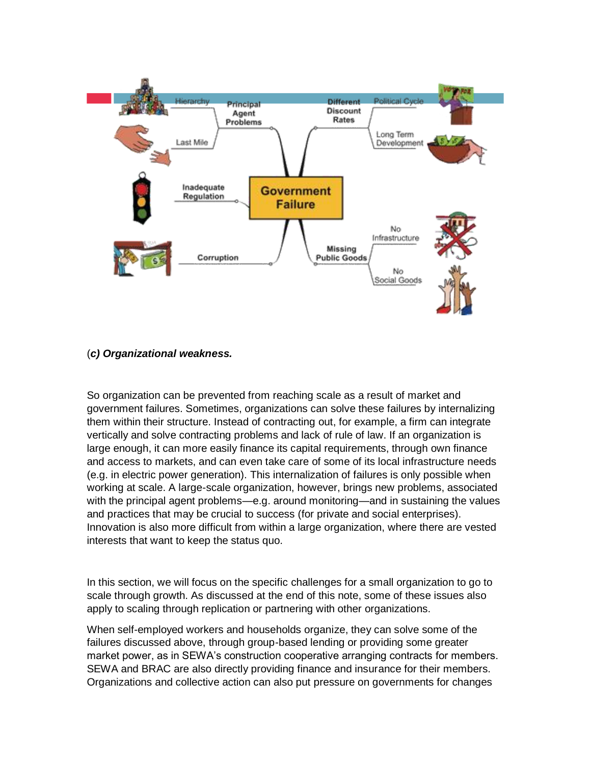(*c) Organizational weakness.*

So organization can be prevented from reaching scale as a result of market and government failures. Sometimes, organizations can solve these failures by internalizing them within their structure. Instead of contracting out, for example, a firm can integrate vertically and solve contracting problems and lack of rule of law. If an organization is large enough, it can more easily finance its capital requirements, through own finance and access to markets, and can even take care of some of its local infrastructure needs (e.g. in electric power generation). This internalization of failures is only possible when working at scale. A large-scale organization, however, brings new problems, associated with the principal agent problems—e.g. around monitoring—and in sustaining the values and practices that may be crucial to success (for private and social enterprises). Innovation is also more difficult from within a large organization, where there are vested interests that want to keep the status quo.

In this section, we will focus on the specific challenges for a small organization to go to scale through growth. As discussed at the end of this note, some of these issues also apply to scaling through replication or partnering with other organizations.

When self-employed workers and households organize, they can solve some of the failures discussed above, through group-based lending or providing some greater market power, as in SEWA's construction cooperative arranging contracts for members. SEWA and BRAC are also directly providing finance and insurance for their members. Organizations and collective action can also put pressure on governments for changes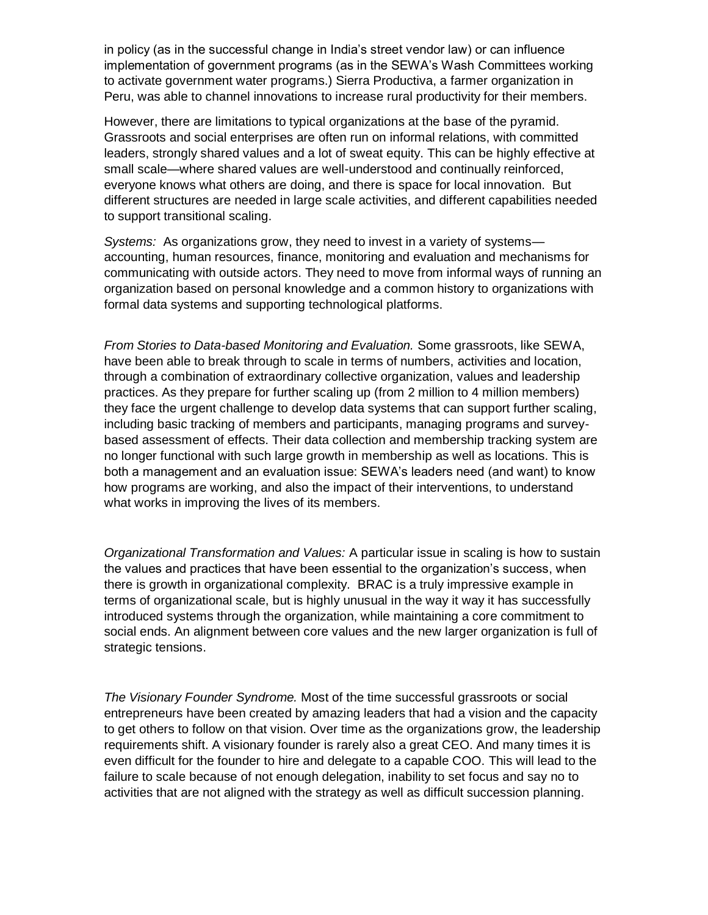in policy (as in the successful change in India's street vendor law) or can influence implementation of government programs (as in the SEWA's Wash Committees working to activate government water programs.) Sierra Productiva, a farmer organization in Peru, was able to channel innovations to increase rural productivity for their members.

However, there are limitations to typical organizations at the base of the pyramid. Grassroots and social enterprises are often run on informal relations, with committed leaders, strongly shared values and a lot of sweat equity. This can be highly effective at small scale—where shared values are well-understood and continually reinforced, everyone knows what others are doing, and there is space for local innovation. But different structures are needed in large scale activities, and different capabilities needed to support transitional scaling.

*Systems:* As organizations grow, they need to invest in a variety of systems—accounting, human resources, finance, monitoring and evaluation and mechanisms for communicating with outside actors. They need to move from informal ways of running an organization based on personal knowledge and a common history to organizations with formal data systems and supporting technological platforms.

*From Stories to Data-based Monitoring and Evaluation.* Some grassroots, like SEWA, have been able to break through to scale in terms of numbers, activities and location, through a combination of extraordinary collective organization, values and leadership practices. As they prepare for further scaling up (from 2 million to 4 million members) they face the urgent challenge to develop data systems that can support further scaling, including basic tracking of members and participants, managing programs and survey-based assessment of effects. Their data collection and membership tracking system are no longer functional with such large growth in membership as well as locations. This is both a management and an evaluation issue: SEWA's leaders need (and want) to know how programs are working, and also the impact of their interventions, to understand what works in improving the lives of its members.

*Organizational Transformation and Values:* A particular issue in scaling is how to sustain the values and practices that have been essential to the organization's success, when there is growth in organizational complexity. BRAC is a truly impressive example in terms of organizational scale, but is highly unusual in the way it way it has successfully introduced systems through the organization, while maintaining a core commitment to social ends. An alignment between core values and the new larger organization is full of strategic tensions.

*The Visionary Founder Syndrome.* Most of the time successful grassroots or social entrepreneurs have been created by amazing leaders that had a vision and the capacity to get others to follow on that vision. Over time as the organizations grow, the leadership requirements shift. A visionary founder is rarely also a great CEO. And many times it is even difficult for the founder to hire and delegate to a capable COO. This will lead to the failure to scale because of not enough delegation, inability to set focus and say no to activities that are not aligned with the strategy as well as difficult succession planning.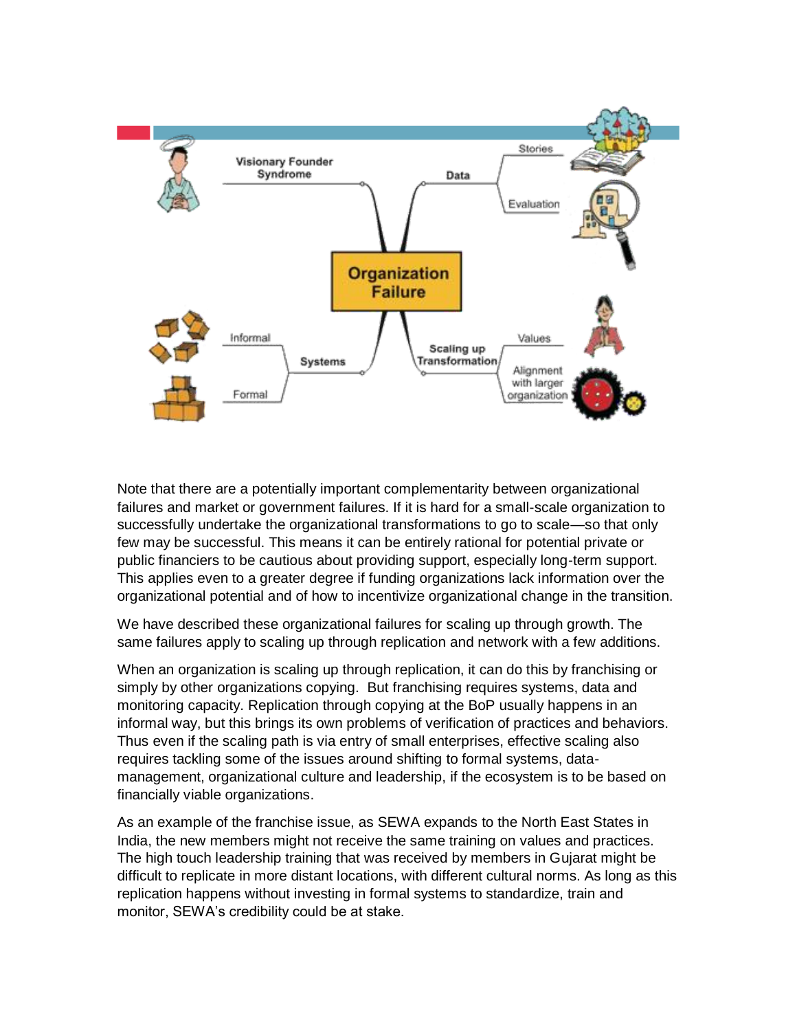**Organization Failure**

- Visionary Founder Syndrome
- Data
  - Stories
  - Evaluation
- Systems
  - Informal
  - Formal
- Scaling up Transformation
  - Values
  - Alignment with larger organization

Note that there are a potentially important complementarity between organizational failures and market or government failures. If it is hard for a small-scale organization to successfully undertake the organizational transformations to go to scale—so that only few may be successful. This means it can be entirely rational for potential private or public financiers to be cautious about providing support, especially long-term support. This applies even to a greater degree if funding organizations lack information over the organizational potential and of how to incentivize organizational change in the transition.

We have described these organizational failures for scaling up through growth. The same failures apply to scaling up through replication and network with a few additions.

When an organization is scaling up through replication, it can do this by franchising or simply by other organizations copying. But franchising requires systems, data and monitoring capacity. Replication through copying at the BoP usually happens in an informal way, but this brings its own problems of verification of practices and behaviors. Thus even if the scaling path is via entry of small enterprises, effective scaling also requires tackling some of the issues around shifting to formal systems, data-management, organizational culture and leadership, if the ecosystem is to be based on financially viable organizations.

As an example of the franchise issue, as SEWA expands to the North East States in India, the new members might not receive the same training on values and practices. The high touch leadership training that was received by members in Gujarat might be difficult to replicate in more distant locations, with different cultural norms. As long as this replication happens without investing in formal systems to standardize, train and monitor, SEWA's credibility could be at stake.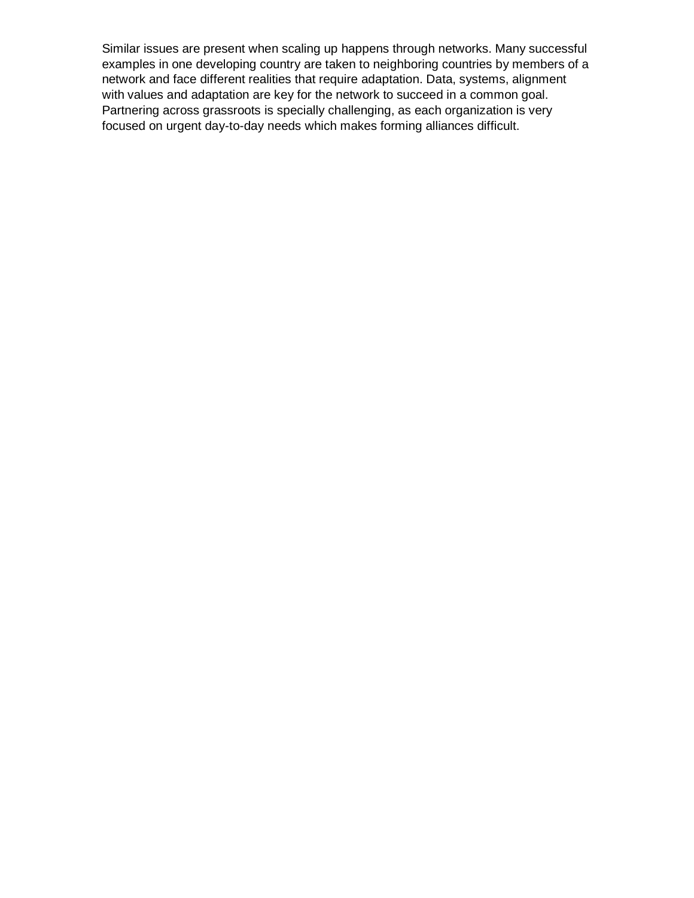Similar issues are present when scaling up happens through networks. Many successful examples in one developing country are taken to neighboring countries by members of a network and face different realities that require adaptation. Data, systems, alignment with values and adaptation are key for the network to succeed in a common goal. Partnering across grassroots is specially challenging, as each organization is very focused on urgent day-to-day needs which makes forming alliances difficult.